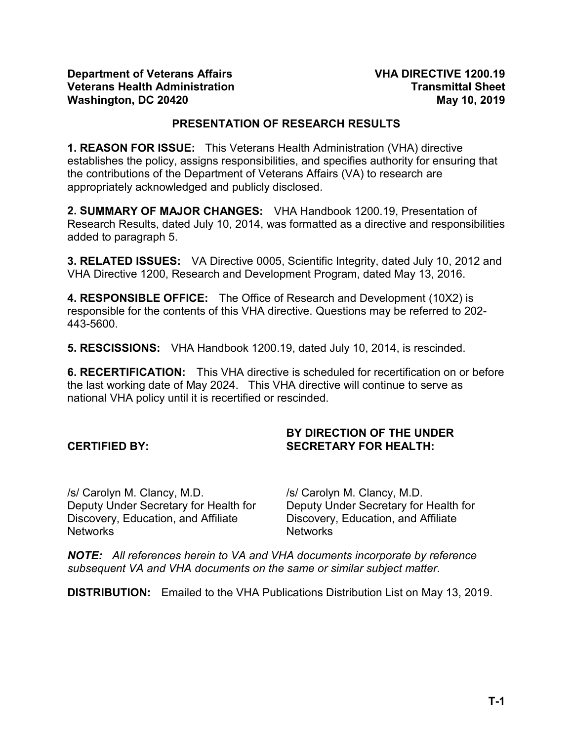**Department of Veterans Affairs**
**Veterans Health Administration**
**Washington, DC 20420**

**VHA DIRECTIVE 1200.19**
**Transmittal Sheet**
**May 10, 2019**

# PRESENTATION OF RESEARCH RESULTS

**1. REASON FOR ISSUE:** This Veterans Health Administration (VHA) directive establishes the policy, assigns responsibilities, and specifies authority for ensuring that the contributions of the Department of Veterans Affairs (VA) to research are appropriately acknowledged and publicly disclosed.

**2. SUMMARY OF MAJOR CHANGES:** VHA Handbook 1200.19, Presentation of Research Results, dated July 10, 2014, was formatted as a directive and responsibilities added to paragraph 5.

**3. RELATED ISSUES:** VA Directive 0005, Scientific Integrity, dated July 10, 2012 and VHA Directive 1200, Research and Development Program, dated May 13, 2016.

**4. RESPONSIBLE OFFICE:** The Office of Research and Development (10X2) is responsible for the contents of this VHA directive. Questions may be referred to 202-443-5600.

**5. RESCISSIONS:** VHA Handbook 1200.19, dated July 10, 2014, is rescinded.

**6. RECERTIFICATION:** This VHA directive is scheduled for recertification on or before the last working date of May 2024. This VHA directive will continue to serve as national VHA policy until it is recertified or rescinded.

**CERTIFIED BY:**

/s/ Carolyn M. Clancy, M.D.
Deputy Under Secretary for Health for Discovery, Education, and Affiliate Networks

**BY DIRECTION OF THE UNDER SECRETARY FOR HEALTH:**

/s/ Carolyn M. Clancy, M.D.
Deputy Under Secretary for Health for Discovery, Education, and Affiliate Networks

***NOTE:*** *All references herein to VA and VHA documents incorporate by reference subsequent VA and VHA documents on the same or similar subject matter*.

**DISTRIBUTION:** Emailed to the VHA Publications Distribution List on May 13, 2019.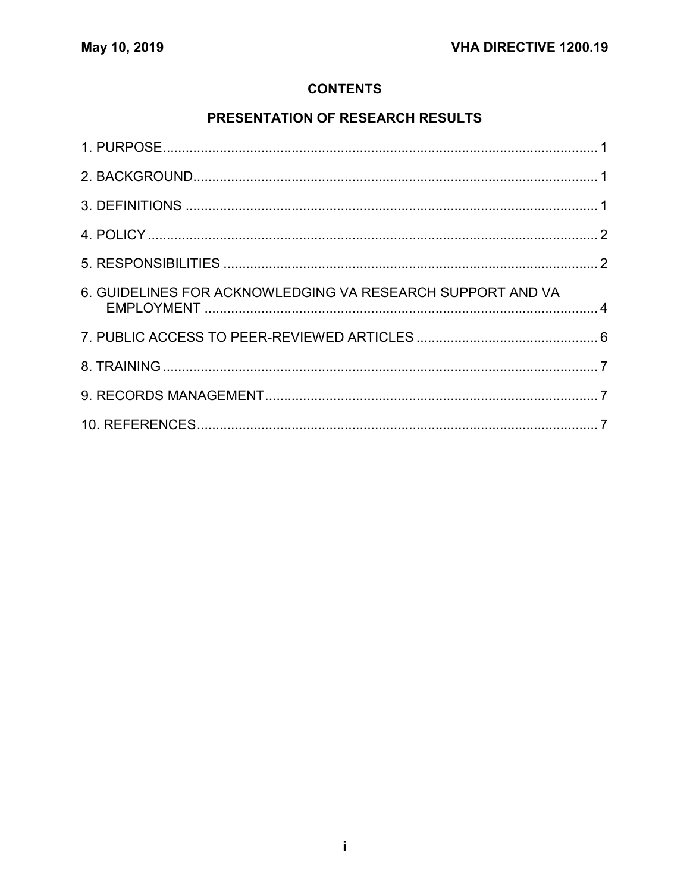## CONTENTS

## PRESENTATION OF RESEARCH RESULTS

1. PURPOSE .... 1
2. BACKGROUND .... 1
3. DEFINITIONS .... 1
4. POLICY .... 2
5. RESPONSIBILITIES .... 2
6. GUIDELINES FOR ACKNOWLEDGING VA RESEARCH SUPPORT AND VA EMPLOYMENT .... 4
7. PUBLIC ACCESS TO PEER-REVIEWED ARTICLES .... 6
8. TRAINING .... 7
9. RECORDS MANAGEMENT .... 7
10. REFERENCES .... 7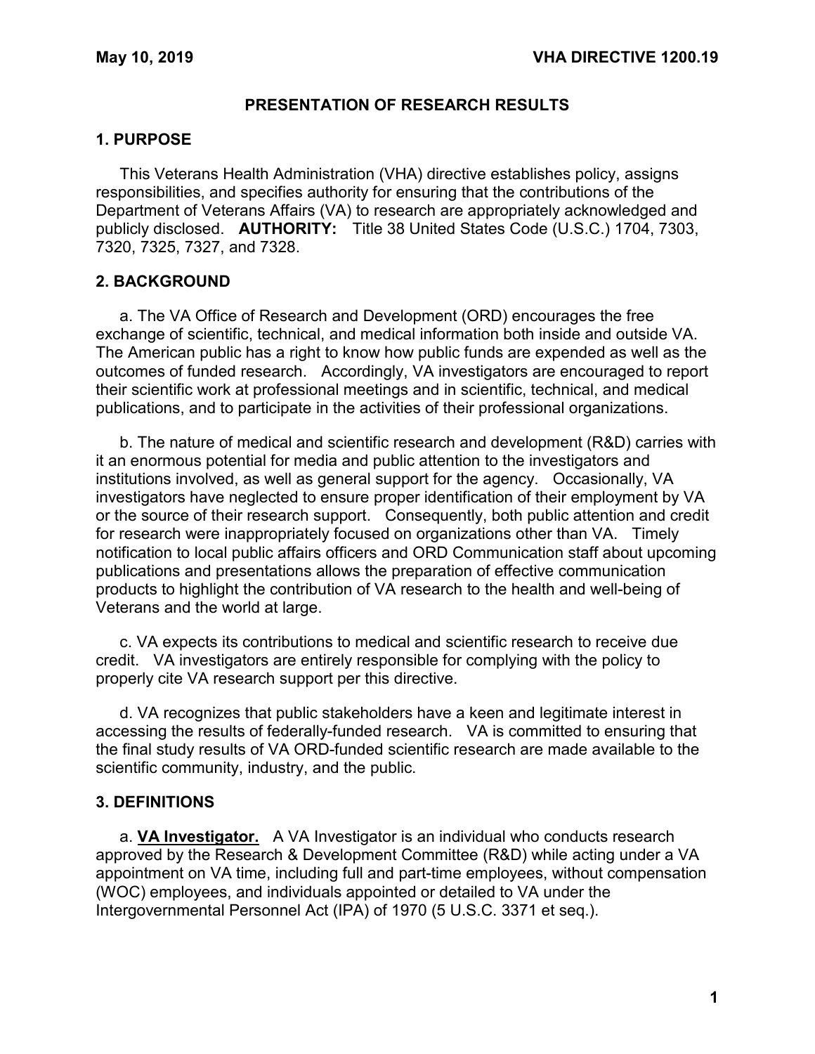## PRESENTATION OF RESEARCH RESULTS

### 1. PURPOSE

This Veterans Health Administration (VHA) directive establishes policy, assigns responsibilities, and specifies authority for ensuring that the contributions of the Department of Veterans Affairs (VA) to research are appropriately acknowledged and publicly disclosed. **AUTHORITY:** Title 38 United States Code (U.S.C.) 1704, 7303, 7320, 7325, 7327, and 7328.

### 2. BACKGROUND

a. The VA Office of Research and Development (ORD) encourages the free exchange of scientific, technical, and medical information both inside and outside VA. The American public has a right to know how public funds are expended as well as the outcomes of funded research. Accordingly, VA investigators are encouraged to report their scientific work at professional meetings and in scientific, technical, and medical publications, and to participate in the activities of their professional organizations.

b. The nature of medical and scientific research and development (R&D) carries with it an enormous potential for media and public attention to the investigators and institutions involved, as well as general support for the agency. Occasionally, VA investigators have neglected to ensure proper identification of their employment by VA or the source of their research support. Consequently, both public attention and credit for research were inappropriately focused on organizations other than VA. Timely notification to local public affairs officers and ORD Communication staff about upcoming publications and presentations allows the preparation of effective communication products to highlight the contribution of VA research to the health and well-being of Veterans and the world at large.

c. VA expects its contributions to medical and scientific research to receive due credit. VA investigators are entirely responsible for complying with the policy to properly cite VA research support per this directive.

d. VA recognizes that public stakeholders have a keen and legitimate interest in accessing the results of federally-funded research. VA is committed to ensuring that the final study results of VA ORD-funded scientific research are made available to the scientific community, industry, and the public.

### 3. DEFINITIONS

a. **VA Investigator.** A VA Investigator is an individual who conducts research approved by the Research & Development Committee (R&D) while acting under a VA appointment on VA time, including full and part-time employees, without compensation (WOC) employees, and individuals appointed or detailed to VA under the Intergovernmental Personnel Act (IPA) of 1970 (5 U.S.C. 3371 et seq.).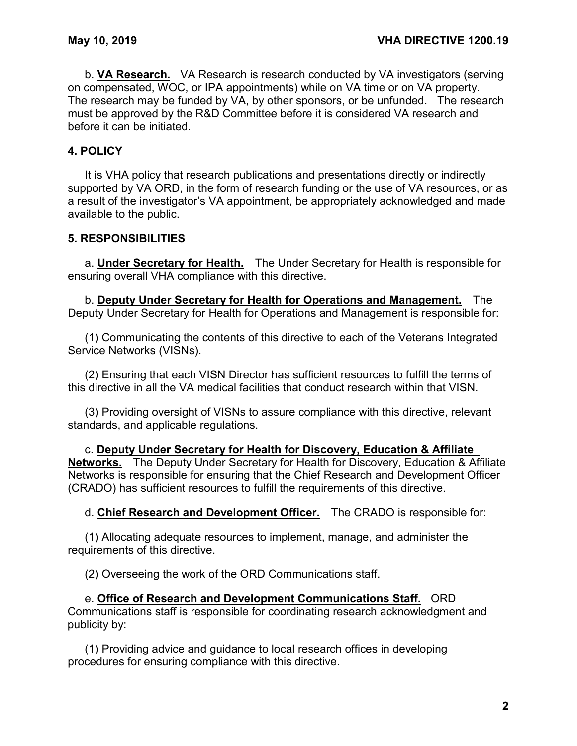b. **VA Research.** VA Research is research conducted by VA investigators (serving on compensated, WOC, or IPA appointments) while on VA time or on VA property. The research may be funded by VA, by other sponsors, or be unfunded. The research must be approved by the R&D Committee before it is considered VA research and before it can be initiated.

## 4. POLICY

It is VHA policy that research publications and presentations directly or indirectly supported by VA ORD, in the form of research funding or the use of VA resources, or as a result of the investigator's VA appointment, be appropriately acknowledged and made available to the public.

## 5. RESPONSIBILITIES

a. **Under Secretary for Health.** The Under Secretary for Health is responsible for ensuring overall VHA compliance with this directive.

b. **Deputy Under Secretary for Health for Operations and Management.** The Deputy Under Secretary for Health for Operations and Management is responsible for:

(1) Communicating the contents of this directive to each of the Veterans Integrated Service Networks (VISNs).

(2) Ensuring that each VISN Director has sufficient resources to fulfill the terms of this directive in all the VA medical facilities that conduct research within that VISN.

(3) Providing oversight of VISNs to assure compliance with this directive, relevant standards, and applicable regulations.

c. **Deputy Under Secretary for Health for Discovery, Education & Affiliate Networks.** The Deputy Under Secretary for Health for Discovery, Education & Affiliate Networks is responsible for ensuring that the Chief Research and Development Officer (CRADO) has sufficient resources to fulfill the requirements of this directive.

d. **Chief Research and Development Officer.** The CRADO is responsible for:

(1) Allocating adequate resources to implement, manage, and administer the requirements of this directive.

(2) Overseeing the work of the ORD Communications staff.

e. **Office of Research and Development Communications Staff.** ORD Communications staff is responsible for coordinating research acknowledgment and publicity by:

(1) Providing advice and guidance to local research offices in developing procedures for ensuring compliance with this directive.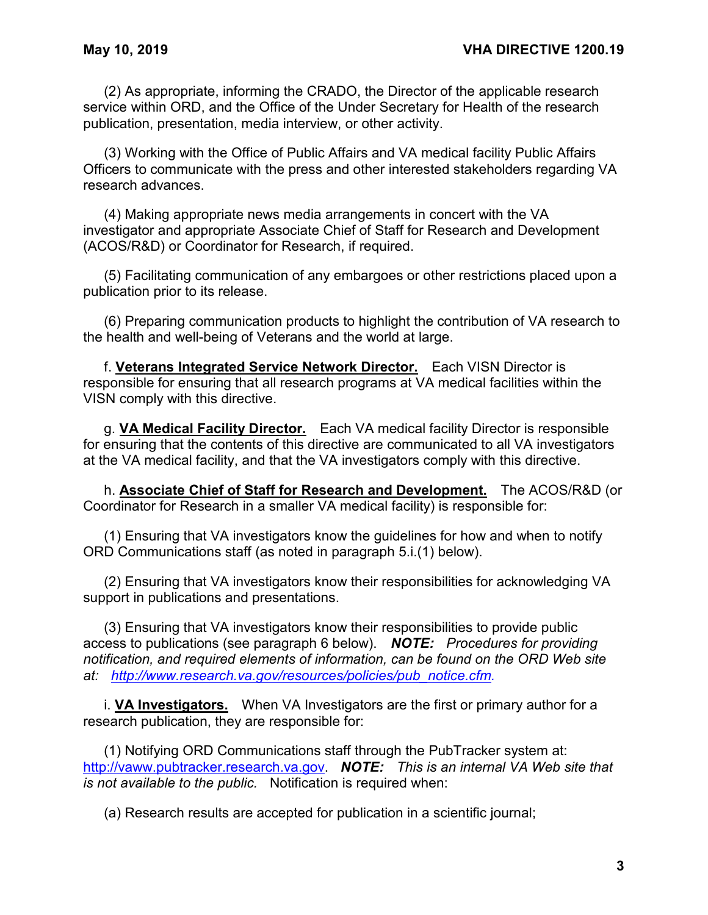(2) As appropriate, informing the CRADO, the Director of the applicable research service within ORD, and the Office of the Under Secretary for Health of the research publication, presentation, media interview, or other activity.

(3) Working with the Office of Public Affairs and VA medical facility Public Affairs Officers to communicate with the press and other interested stakeholders regarding VA research advances.

(4) Making appropriate news media arrangements in concert with the VA investigator and appropriate Associate Chief of Staff for Research and Development (ACOS/R&D) or Coordinator for Research, if required.

(5) Facilitating communication of any embargoes or other restrictions placed upon a publication prior to its release.

(6) Preparing communication products to highlight the contribution of VA research to the health and well-being of Veterans and the world at large.

f. **Veterans Integrated Service Network Director.** Each VISN Director is responsible for ensuring that all research programs at VA medical facilities within the VISN comply with this directive.

g. **VA Medical Facility Director.** Each VA medical facility Director is responsible for ensuring that the contents of this directive are communicated to all VA investigators at the VA medical facility, and that the VA investigators comply with this directive.

h. **Associate Chief of Staff for Research and Development.** The ACOS/R&D (or Coordinator for Research in a smaller VA medical facility) is responsible for:

(1) Ensuring that VA investigators know the guidelines for how and when to notify ORD Communications staff (as noted in paragraph 5.i.(1) below).

(2) Ensuring that VA investigators know their responsibilities for acknowledging VA support in publications and presentations.

(3) Ensuring that VA investigators know their responsibilities to provide public access to publications (see paragraph 6 below). ***NOTE:*** *Procedures for providing notification, and required elements of information, can be found on the ORD Web site at: http://www.research.va.gov/resources/policies/pub_notice.cfm.*

i. **VA Investigators.** When VA Investigators are the first or primary author for a research publication, they are responsible for:

(1) Notifying ORD Communications staff through the PubTracker system at: http://vaww.pubtracker.research.va.gov. ***NOTE:*** *This is an internal VA Web site that is not available to the public.* Notification is required when:

(a) Research results are accepted for publication in a scientific journal;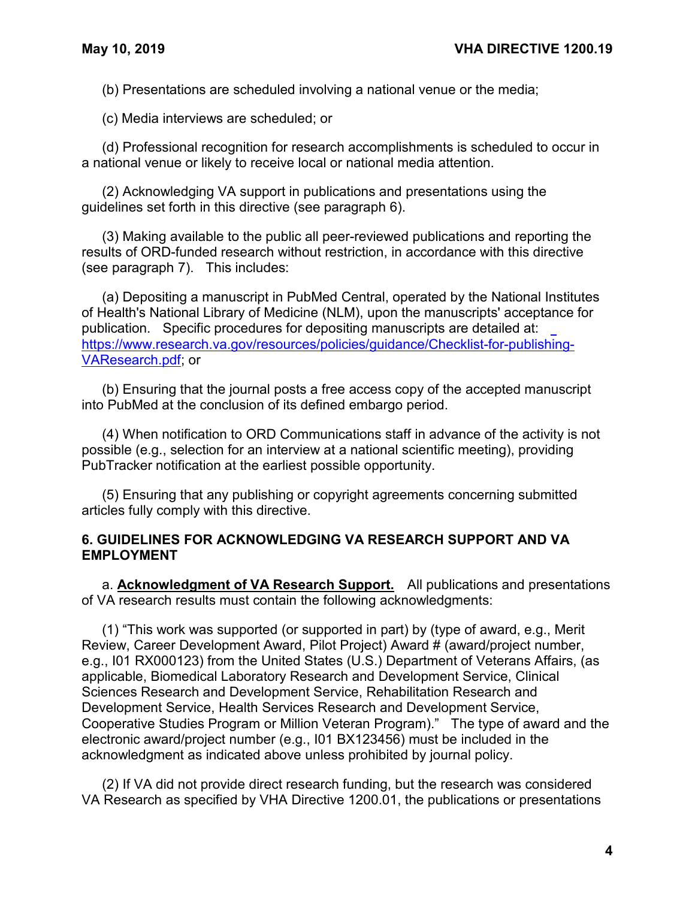(b) Presentations are scheduled involving a national venue or the media;

(c) Media interviews are scheduled; or

(d) Professional recognition for research accomplishments is scheduled to occur in a national venue or likely to receive local or national media attention.

(2) Acknowledging VA support in publications and presentations using the guidelines set forth in this directive (see paragraph 6).

(3) Making available to the public all peer-reviewed publications and reporting the results of ORD-funded research without restriction, in accordance with this directive (see paragraph 7). This includes:

(a) Depositing a manuscript in PubMed Central, operated by the National Institutes of Health's National Library of Medicine (NLM), upon the manuscripts' acceptance for publication. Specific procedures for depositing manuscripts are detailed at: https://www.research.va.gov/resources/policies/guidance/Checklist-for-publishing-VAResearch.pdf; or

(b) Ensuring that the journal posts a free access copy of the accepted manuscript into PubMed at the conclusion of its defined embargo period.

(4) When notification to ORD Communications staff in advance of the activity is not possible (e.g., selection for an interview at a national scientific meeting), providing PubTracker notification at the earliest possible opportunity.

(5) Ensuring that any publishing or copyright agreements concerning submitted articles fully comply with this directive.

## 6. GUIDELINES FOR ACKNOWLEDGING VA RESEARCH SUPPORT AND VA EMPLOYMENT

a. **Acknowledgment of VA Research Support.** All publications and presentations of VA research results must contain the following acknowledgments:

(1) “This work was supported (or supported in part) by (type of award, e.g., Merit Review, Career Development Award, Pilot Project) Award # (award/project number, e.g., I01 RX000123) from the United States (U.S.) Department of Veterans Affairs, (as applicable, Biomedical Laboratory Research and Development Service, Clinical Sciences Research and Development Service, Rehabilitation Research and Development Service, Health Services Research and Development Service, Cooperative Studies Program or Million Veteran Program).” The type of award and the electronic award/project number (e.g., I01 BX123456) must be included in the acknowledgment as indicated above unless prohibited by journal policy.

(2) If VA did not provide direct research funding, but the research was considered VA Research as specified by VHA Directive 1200.01, the publications or presentations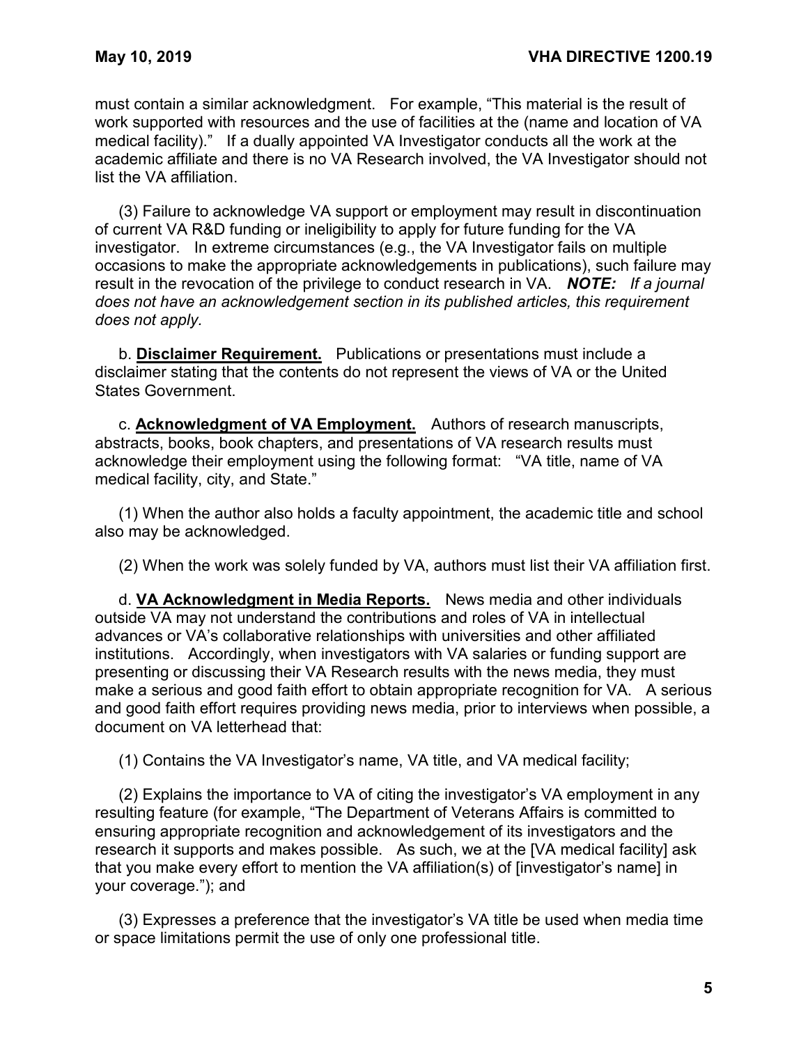must contain a similar acknowledgment. For example, "This material is the result of work supported with resources and the use of facilities at the (name and location of VA medical facility)." If a dually appointed VA Investigator conducts all the work at the academic affiliate and there is no VA Research involved, the VA Investigator should not list the VA affiliation.

(3) Failure to acknowledge VA support or employment may result in discontinuation of current VA R&D funding or ineligibility to apply for future funding for the VA investigator. In extreme circumstances (e.g., the VA Investigator fails on multiple occasions to make the appropriate acknowledgements in publications), such failure may result in the revocation of the privilege to conduct research in VA. ***NOTE:*** *If a journal does not have an acknowledgement section in its published articles, this requirement does not apply.*

b. **Disclaimer Requirement.** Publications or presentations must include a disclaimer stating that the contents do not represent the views of VA or the United States Government.

c. **Acknowledgment of VA Employment.** Authors of research manuscripts, abstracts, books, book chapters, and presentations of VA research results must acknowledge their employment using the following format: "VA title, name of VA medical facility, city, and State."

(1) When the author also holds a faculty appointment, the academic title and school also may be acknowledged.

(2) When the work was solely funded by VA, authors must list their VA affiliation first.

d. **VA Acknowledgment in Media Reports.** News media and other individuals outside VA may not understand the contributions and roles of VA in intellectual advances or VA's collaborative relationships with universities and other affiliated institutions. Accordingly, when investigators with VA salaries or funding support are presenting or discussing their VA Research results with the news media, they must make a serious and good faith effort to obtain appropriate recognition for VA. A serious and good faith effort requires providing news media, prior to interviews when possible, a document on VA letterhead that:

(1) Contains the VA Investigator's name, VA title, and VA medical facility;

(2) Explains the importance to VA of citing the investigator's VA employment in any resulting feature (for example, "The Department of Veterans Affairs is committed to ensuring appropriate recognition and acknowledgement of its investigators and the research it supports and makes possible. As such, we at the [VA medical facility] ask that you make every effort to mention the VA affiliation(s) of [investigator's name] in your coverage."); and

(3) Expresses a preference that the investigator's VA title be used when media time or space limitations permit the use of only one professional title.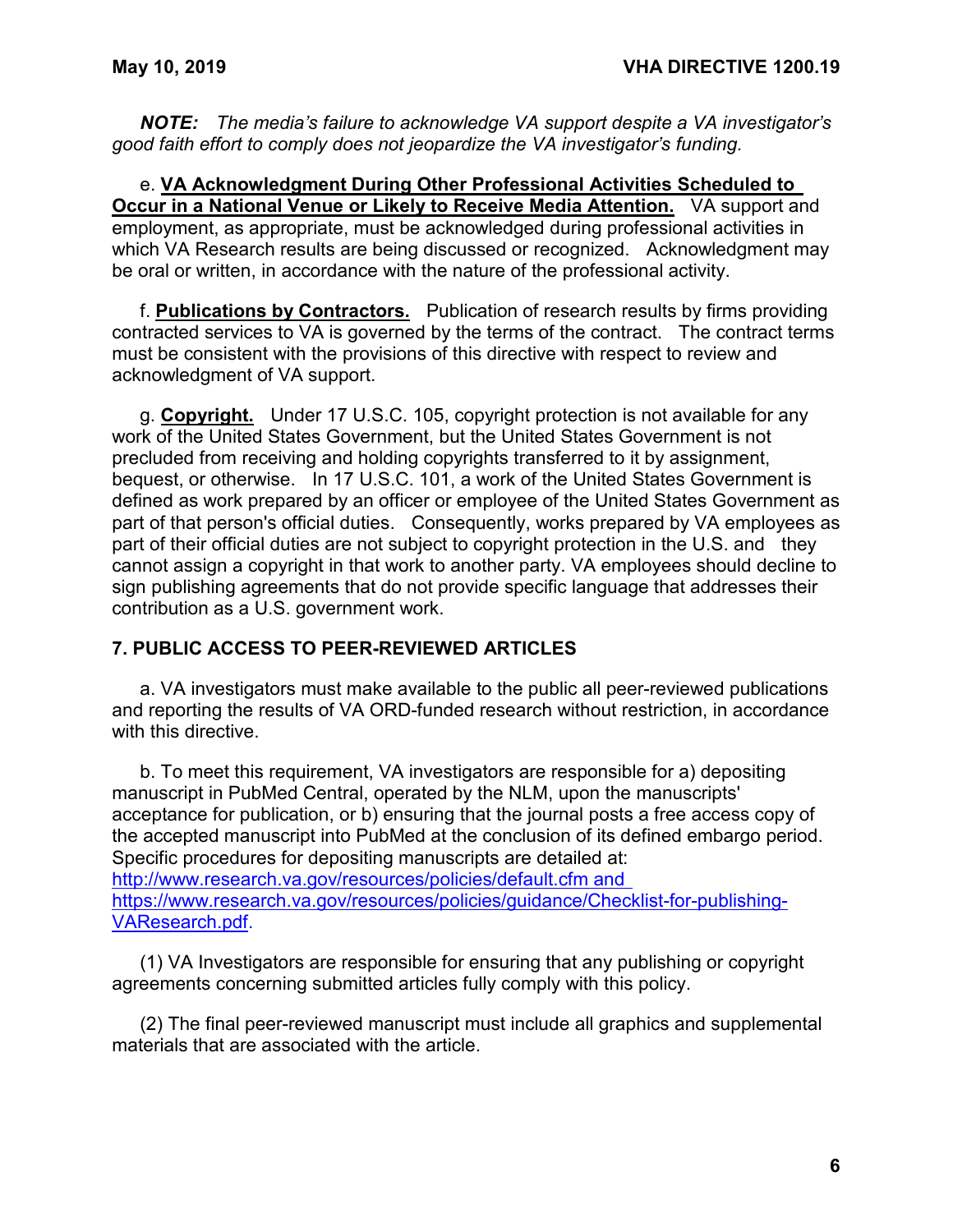***NOTE:** The media's failure to acknowledge VA support despite a VA investigator's good faith effort to comply does not jeopardize the VA investigator's funding.*

e. **<u>VA Acknowledgment During Other Professional Activities Scheduled to Occur in a National Venue or Likely to Receive Media Attention.</u>** VA support and employment, as appropriate, must be acknowledged during professional activities in which VA Research results are being discussed or recognized. Acknowledgment may be oral or written, in accordance with the nature of the professional activity.

f. **<u>Publications by Contractors.</u>** Publication of research results by firms providing contracted services to VA is governed by the terms of the contract. The contract terms must be consistent with the provisions of this directive with respect to review and acknowledgment of VA support.

g. **<u>Copyright.</u>** Under 17 U.S.C. 105, copyright protection is not available for any work of the United States Government, but the United States Government is not precluded from receiving and holding copyrights transferred to it by assignment, bequest, or otherwise. In 17 U.S.C. 101, a work of the United States Government is defined as work prepared by an officer or employee of the United States Government as part of that person's official duties. Consequently, works prepared by VA employees as part of their official duties are not subject to copyright protection in the U.S. and they cannot assign a copyright in that work to another party. VA employees should decline to sign publishing agreements that do not provide specific language that addresses their contribution as a U.S. government work.

## 7. PUBLIC ACCESS TO PEER-REVIEWED ARTICLES

a. VA investigators must make available to the public all peer-reviewed publications and reporting the results of VA ORD-funded research without restriction, in accordance with this directive.

b. To meet this requirement, VA investigators are responsible for a) depositing manuscript in PubMed Central, operated by the NLM, upon the manuscripts' acceptance for publication, or b) ensuring that the journal posts a free access copy of the accepted manuscript into PubMed at the conclusion of its defined embargo period. Specific procedures for depositing manuscripts are detailed at: http://www.research.va.gov/resources/policies/default.cfm and https://www.research.va.gov/resources/policies/guidance/Checklist-for-publishing-VAResearch.pdf.

(1) VA Investigators are responsible for ensuring that any publishing or copyright agreements concerning submitted articles fully comply with this policy.

(2) The final peer-reviewed manuscript must include all graphics and supplemental materials that are associated with the article.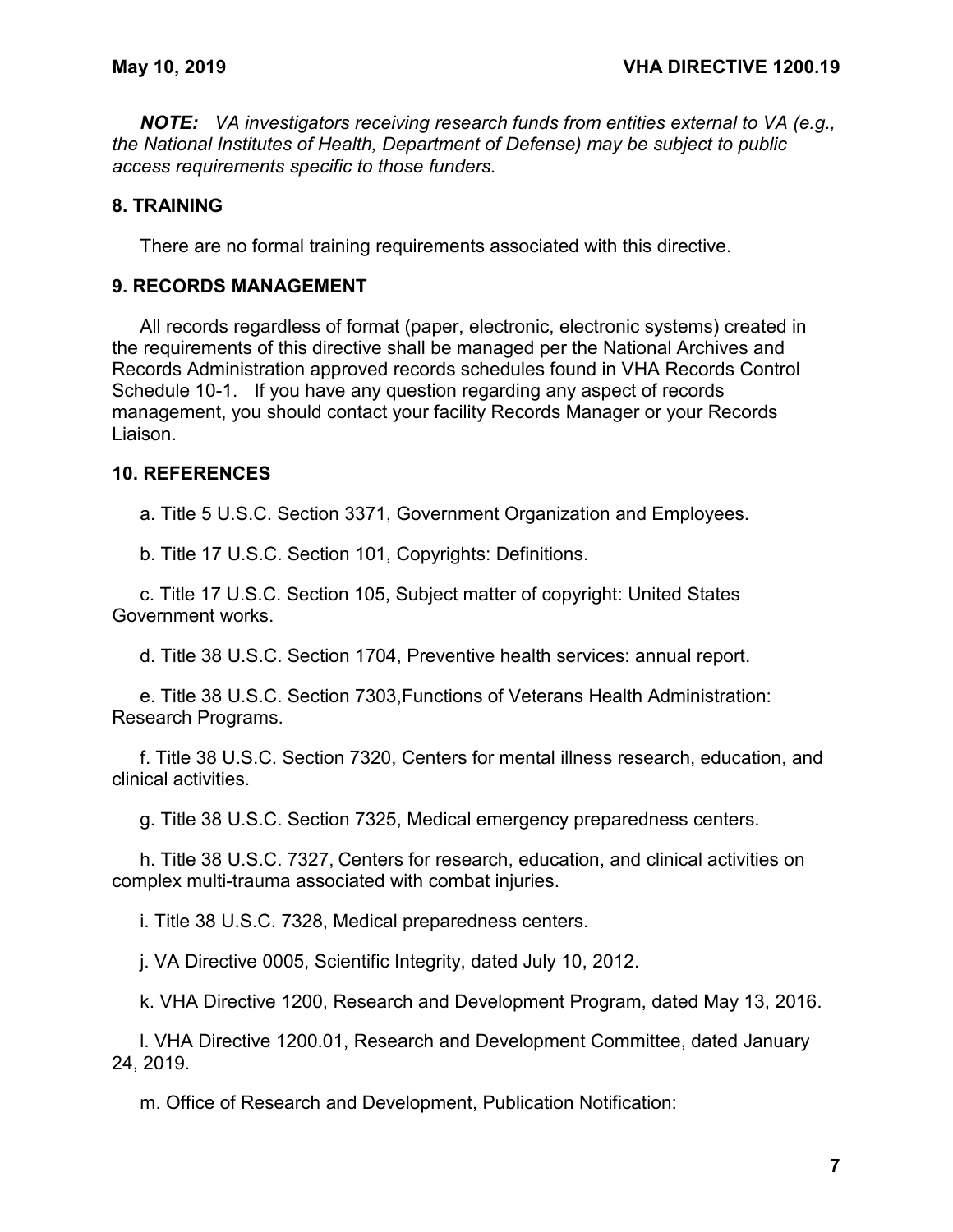***NOTE:*** *VA investigators receiving research funds from entities external to VA (e.g., the National Institutes of Health, Department of Defense) may be subject to public access requirements specific to those funders.*

## 8. TRAINING

There are no formal training requirements associated with this directive.

## 9. RECORDS MANAGEMENT

All records regardless of format (paper, electronic, electronic systems) created in the requirements of this directive shall be managed per the National Archives and Records Administration approved records schedules found in VHA Records Control Schedule 10-1. If you have any question regarding any aspect of records management, you should contact your facility Records Manager or your Records Liaison.

## 10. REFERENCES

a. Title 5 U.S.C. Section 3371, Government Organization and Employees.

b. Title 17 U.S.C. Section 101, Copyrights: Definitions.

c. Title 17 U.S.C. Section 105, Subject matter of copyright: United States Government works.

d. Title 38 U.S.C. Section 1704, Preventive health services: annual report.

e. Title 38 U.S.C. Section 7303,Functions of Veterans Health Administration: Research Programs.

f. Title 38 U.S.C. Section 7320, Centers for mental illness research, education, and clinical activities.

g. Title 38 U.S.C. Section 7325, Medical emergency preparedness centers.

h. Title 38 U.S.C. 7327, Centers for research, education, and clinical activities on complex multi-trauma associated with combat injuries.

i. Title 38 U.S.C. 7328, Medical preparedness centers.

j. VA Directive 0005, Scientific Integrity, dated July 10, 2012.

k. VHA Directive 1200, Research and Development Program, dated May 13, 2016.

l. VHA Directive 1200.01, Research and Development Committee, dated January 24, 2019.

m. Office of Research and Development, Publication Notification: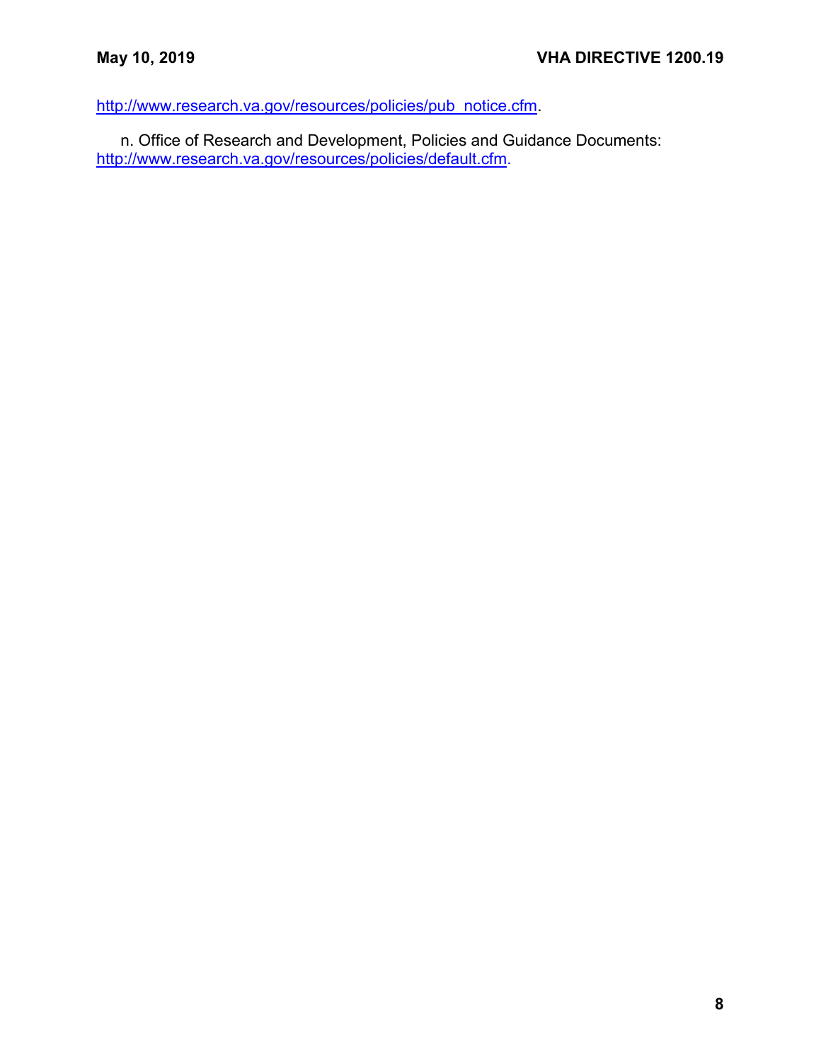http://www.research.va.gov/resources/policies/pub_notice.cfm.

n. Office of Research and Development, Policies and Guidance Documents: http://www.research.va.gov/resources/policies/default.cfm.